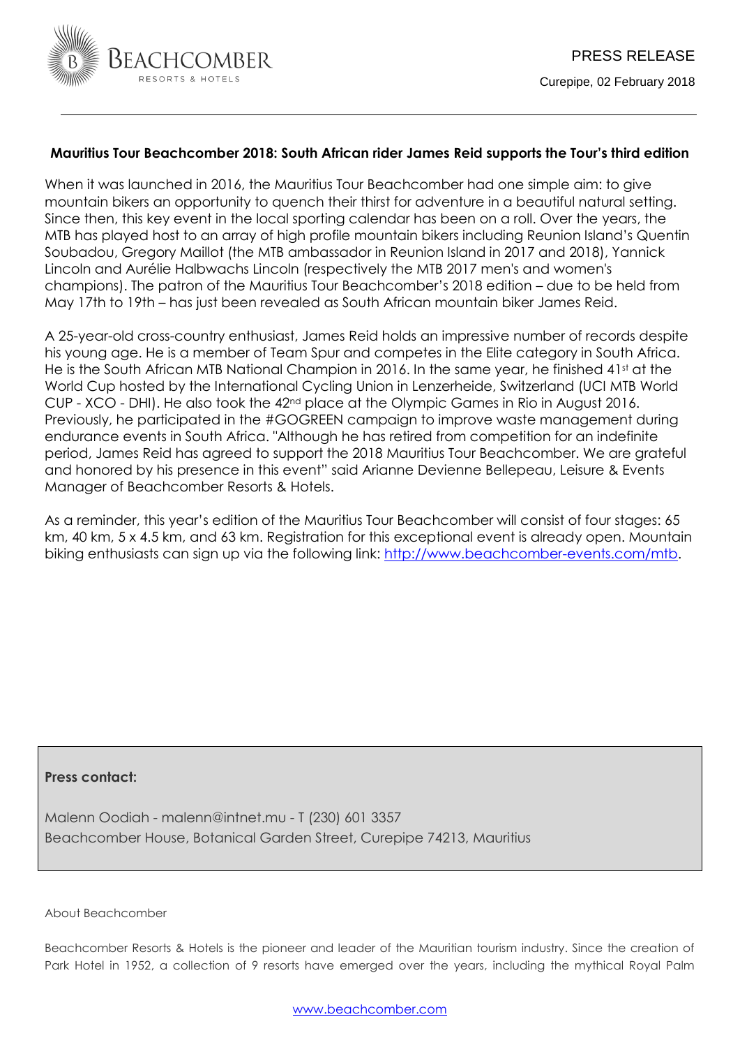BEACHCOMBER
RESORTS & HOTELS

PRESS RELEASE

Curepipe, 02 February 2018

**Mauritius Tour Beachcomber 2018: South African rider James Reid supports the Tour's third edition**

When it was launched in 2016, the Mauritius Tour Beachcomber had one simple aim: to give mountain bikers an opportunity to quench their thirst for adventure in a beautiful natural setting. Since then, this key event in the local sporting calendar has been on a roll. Over the years, the MTB has played host to an array of high profile mountain bikers including Reunion Island's Quentin Soubadou, Gregory Maillot (the MTB ambassador in Reunion Island in 2017 and 2018), Yannick Lincoln and Aurélie Halbwachs Lincoln (respectively the MTB 2017 men's and women's champions). The patron of the Mauritius Tour Beachcomber's 2018 edition – due to be held from May 17th to 19th – has just been revealed as South African mountain biker James Reid.

A 25-year-old cross-country enthusiast, James Reid holds an impressive number of records despite his young age. He is a member of Team Spur and competes in the Elite category in South Africa. He is the South African MTB National Champion in 2016. In the same year, he finished 41st at the World Cup hosted by the International Cycling Union in Lenzerheide, Switzerland (UCI MTB World CUP - XCO - DHI). He also took the 42nd place at the Olympic Games in Rio in August 2016. Previously, he participated in the #GOGREEN campaign to improve waste management during endurance events in South Africa. "Although he has retired from competition for an indefinite period, James Reid has agreed to support the 2018 Mauritius Tour Beachcomber. We are grateful and honored by his presence in this event" said Arianne Devienne Bellepeau, Leisure & Events Manager of Beachcomber Resorts & Hotels.

As a reminder, this year's edition of the Mauritius Tour Beachcomber will consist of four stages: 65 km, 40 km, 5 x 4.5 km, and 63 km. Registration for this exceptional event is already open. Mountain biking enthusiasts can sign up via the following link: http://www.beachcomber-events.com/mtb.

**Press contact:**

Malenn Oodiah - malenn@intnet.mu - T (230) 601 3357
Beachcomber House, Botanical Garden Street, Curepipe 74213, Mauritius

About Beachcomber

Beachcomber Resorts & Hotels is the pioneer and leader of the Mauritian tourism industry. Since the creation of Park Hotel in 1952, a collection of 9 resorts have emerged over the years, including the mythical Royal Palm

www.beachcomber.com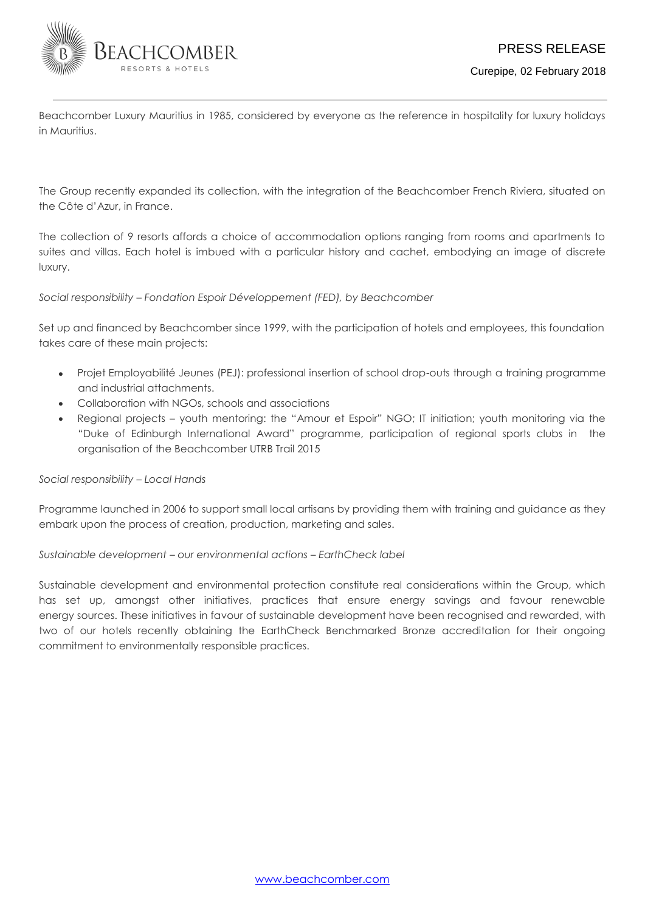Beachcomber Luxury Mauritius in 1985, considered by everyone as the reference in hospitality for luxury holidays in Mauritius.

The Group recently expanded its collection, with the integration of the Beachcomber French Riviera, situated on the Côte d'Azur, in France.

The collection of 9 resorts affords a choice of accommodation options ranging from rooms and apartments to suites and villas. Each hotel is imbued with a particular history and cachet, embodying an image of discrete luxury.

*Social responsibility – Fondation Espoir Développement (FED), by Beachcomber*

Set up and financed by Beachcomber since 1999, with the participation of hotels and employees, this foundation takes care of these main projects:

- Projet Employabilité Jeunes (PEJ): professional insertion of school drop-outs through a training programme and industrial attachments.
- Collaboration with NGOs, schools and associations
- Regional projects – youth mentoring: the "Amour et Espoir" NGO; IT initiation; youth monitoring via the "Duke of Edinburgh International Award" programme, participation of regional sports clubs in the organisation of the Beachcomber UTRB Trail 2015

*Social responsibility – Local Hands*

Programme launched in 2006 to support small local artisans by providing them with training and guidance as they embark upon the process of creation, production, marketing and sales.

*Sustainable development – our environmental actions – EarthCheck label*

Sustainable development and environmental protection constitute real considerations within the Group, which has set up, amongst other initiatives, practices that ensure energy savings and favour renewable energy sources. These initiatives in favour of sustainable development have been recognised and rewarded, with two of our hotels recently obtaining the EarthCheck Benchmarked Bronze accreditation for their ongoing commitment to environmentally responsible practices.